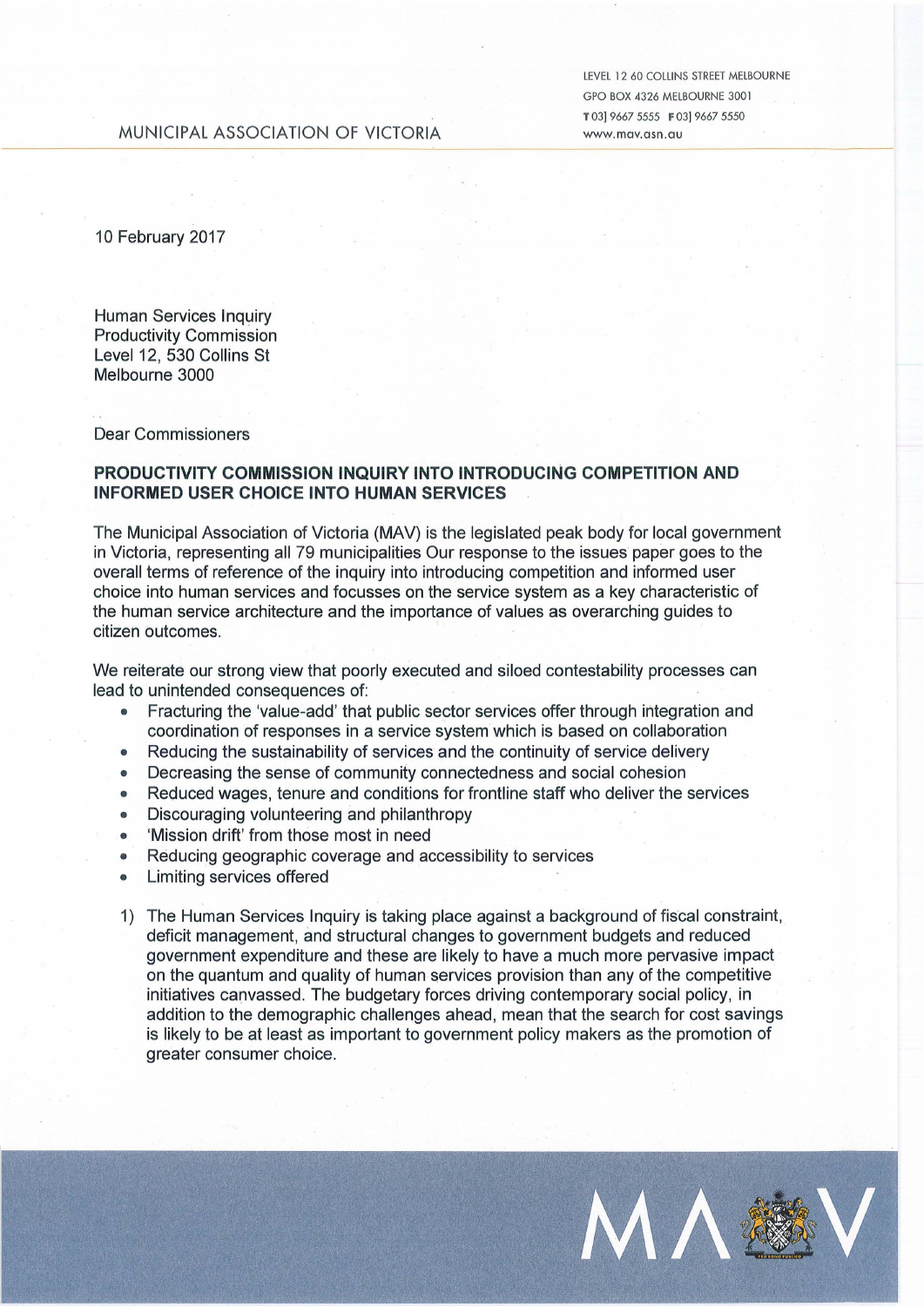MUNICIPAL ASSOCIATION OF VICTORIA

LEVEL 12 60 COLLINS STREET MELBOURNE
GPO BOX 4326 MELBOURNE 3001
T 03] 9667 5555 F 03] 9667 5550
www.mav.asn.au

10 February 2017

Human Services Inquiry
Productivity Commission
Level 12, 530 Collins St
Melbourne 3000

Dear Commissioners

**PRODUCTIVITY COMMISSION INQUIRY INTO INTRODUCING COMPETITION AND INFORMED USER CHOICE INTO HUMAN SERVICES**

The Municipal Association of Victoria (MAV) is the legislated peak body for local government in Victoria, representing all 79 municipalities Our response to the issues paper goes to the overall terms of reference of the inquiry into introducing competition and informed user choice into human services and focusses on the service system as a key characteristic of the human service architecture and the importance of values as overarching guides to citizen outcomes.

We reiterate our strong view that poorly executed and siloed contestability processes can lead to unintended consequences of:

- Fracturing the 'value-add' that public sector services offer through integration and coordination of responses in a service system which is based on collaboration
- Reducing the sustainability of services and the continuity of service delivery
- Decreasing the sense of community connectedness and social cohesion
- Reduced wages, tenure and conditions for frontline staff who deliver the services
- Discouraging volunteering and philanthropy
- 'Mission drift' from those most in need
- Reducing geographic coverage and accessibility to services
- Limiting services offered

1) The Human Services Inquiry is taking place against a background of fiscal constraint, deficit management, and structural changes to government budgets and reduced government expenditure and these are likely to have a much more pervasive impact on the quantum and quality of human services provision than any of the competitive initiatives canvassed. The budgetary forces driving contemporary social policy, in addition to the demographic challenges ahead, mean that the search for cost savings is likely to be at least as important to government policy makers as the promotion of greater consumer choice.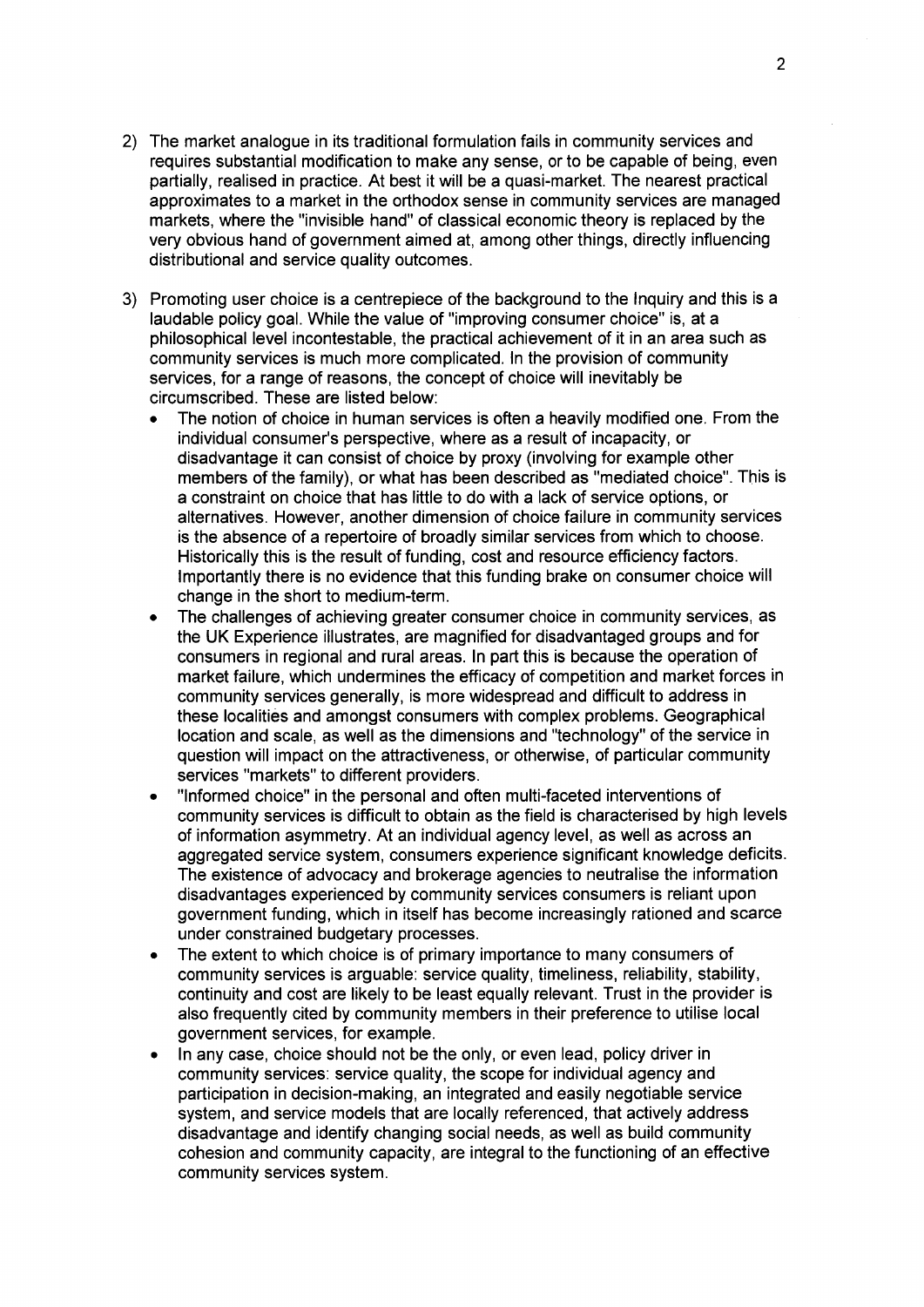2) The market analogue in its traditional formulation fails in community services and requires substantial modification to make any sense, or to be capable of being, even partially, realised in practice. At best it will be a quasi-market. The nearest practical approximates to a market in the orthodox sense in community services are managed markets, where the "invisible hand" of classical economic theory is replaced by the very obvious hand of government aimed at, among other things, directly influencing distributional and service quality outcomes.

3) Promoting user choice is a centrepiece of the background to the Inquiry and this is a laudable policy goal. While the value of "improving consumer choice" is, at a philosophical level incontestable, the practical achievement of it in an area such as community services is much more complicated. In the provision of community services, for a range of reasons, the concept of choice will inevitably be circumscribed. These are listed below:
   - The notion of choice in human services is often a heavily modified one. From the individual consumer's perspective, where as a result of incapacity, or disadvantage it can consist of choice by proxy (involving for example other members of the family), or what has been described as "mediated choice". This is a constraint on choice that has little to do with a lack of service options, or alternatives. However, another dimension of choice failure in community services is the absence of a repertoire of broadly similar services from which to choose. Historically this is the result of funding, cost and resource efficiency factors. Importantly there is no evidence that this funding brake on consumer choice will change in the short to medium-term.
   - The challenges of achieving greater consumer choice in community services, as the UK Experience illustrates, are magnified for disadvantaged groups and for consumers in regional and rural areas. In part this is because the operation of market failure, which undermines the efficacy of competition and market forces in community services generally, is more widespread and difficult to address in these localities and amongst consumers with complex problems. Geographical location and scale, as well as the dimensions and "technology" of the service in question will impact on the attractiveness, or otherwise, of particular community services "markets" to different providers.
   - "Informed choice" in the personal and often multi-faceted interventions of community services is difficult to obtain as the field is characterised by high levels of information asymmetry. At an individual agency level, as well as across an aggregated service system, consumers experience significant knowledge deficits. The existence of advocacy and brokerage agencies to neutralise the information disadvantages experienced by community services consumers is reliant upon government funding, which in itself has become increasingly rationed and scarce under constrained budgetary processes.
   - The extent to which choice is of primary importance to many consumers of community services is arguable: service quality, timeliness, reliability, stability, continuity and cost are likely to be least equally relevant. Trust in the provider is also frequently cited by community members in their preference to utilise local government services, for example.
   - In any case, choice should not be the only, or even lead, policy driver in community services: service quality, the scope for individual agency and participation in decision-making, an integrated and easily negotiable service system, and service models that are locally referenced, that actively address disadvantage and identify changing social needs, as well as build community cohesion and community capacity, are integral to the functioning of an effective community services system.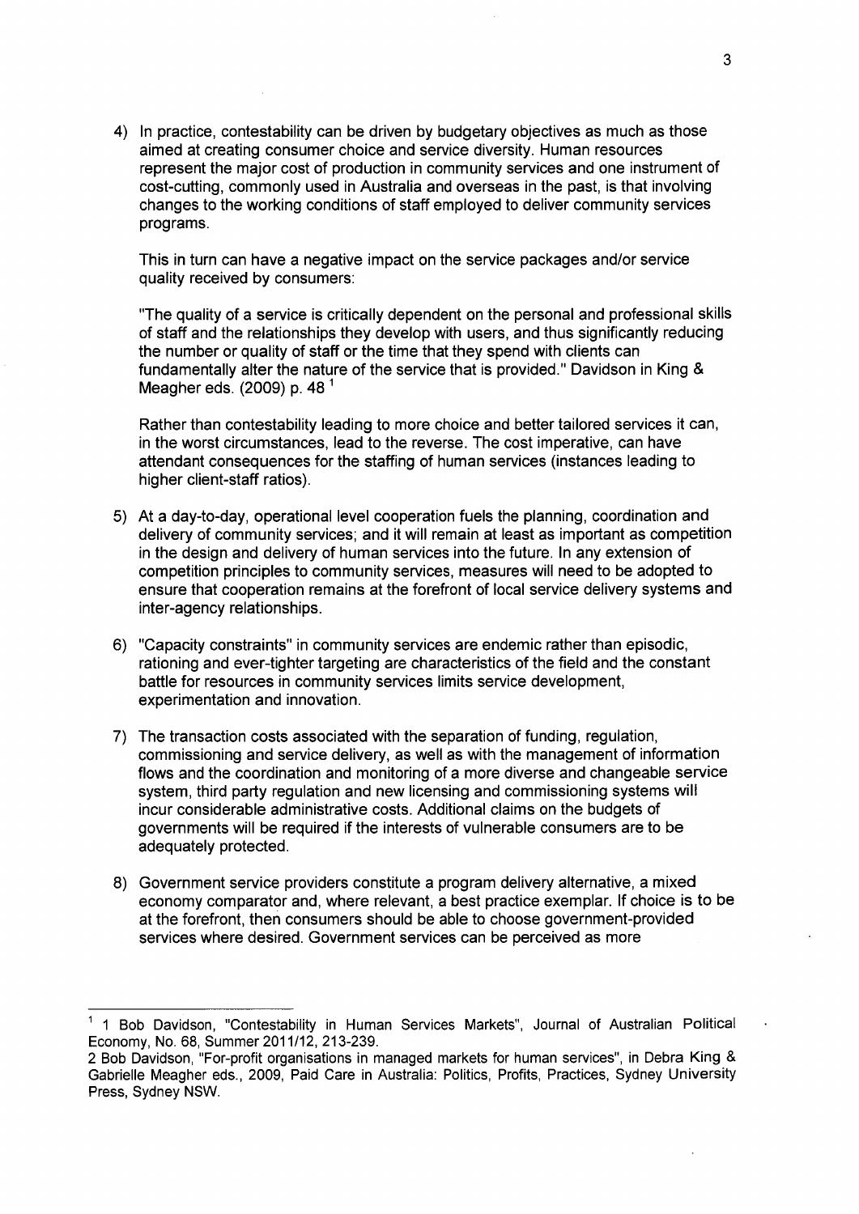4) In practice, contestability can be driven by budgetary objectives as much as those aimed at creating consumer choice and service diversity. Human resources represent the major cost of production in community services and one instrument of cost-cutting, commonly used in Australia and overseas in the past, is that involving changes to the working conditions of staff employed to deliver community services programs.

   This in turn can have a negative impact on the service packages and/or service quality received by consumers:

   "The quality of a service is critically dependent on the personal and professional skills of staff and the relationships they develop with users, and thus significantly reducing the number or quality of staff or the time that they spend with clients can fundamentally alter the nature of the service that is provided." Davidson in King & Meagher eds. (2009) p. 48 [1]

   Rather than contestability leading to more choice and better tailored services it can, in the worst circumstances, lead to the reverse. The cost imperative, can have attendant consequences for the staffing of human services (instances leading to higher client-staff ratios).

5) At a day-to-day, operational level cooperation fuels the planning, coordination and delivery of community services; and it will remain at least as important as competition in the design and delivery of human services into the future. In any extension of competition principles to community services, measures will need to be adopted to ensure that cooperation remains at the forefront of local service delivery systems and inter-agency relationships.

6) "Capacity constraints" in community services are endemic rather than episodic, rationing and ever-tighter targeting are characteristics of the field and the constant battle for resources in community services limits service development, experimentation and innovation.

7) The transaction costs associated with the separation of funding, regulation, commissioning and service delivery, as well as with the management of information flows and the coordination and monitoring of a more diverse and changeable service system, third party regulation and new licensing and commissioning systems will incur considerable administrative costs. Additional claims on the budgets of governments will be required if the interests of vulnerable consumers are to be adequately protected.

8) Government service providers constitute a program delivery alternative, a mixed economy comparator and, where relevant, a best practice exemplar. If choice is to be at the forefront, then consumers should be able to choose government-provided services where desired. Government services can be perceived as more

---

[1] 1 Bob Davidson, "Contestability in Human Services Markets", Journal of Australian Political Economy, No. 68, Summer 2011/12, 213-239.

2 Bob Davidson, "For-profit organisations in managed markets for human services", in Debra King & Gabrielle Meagher eds., 2009, Paid Care in Australia: Politics, Profits, Practices, Sydney University Press, Sydney NSW.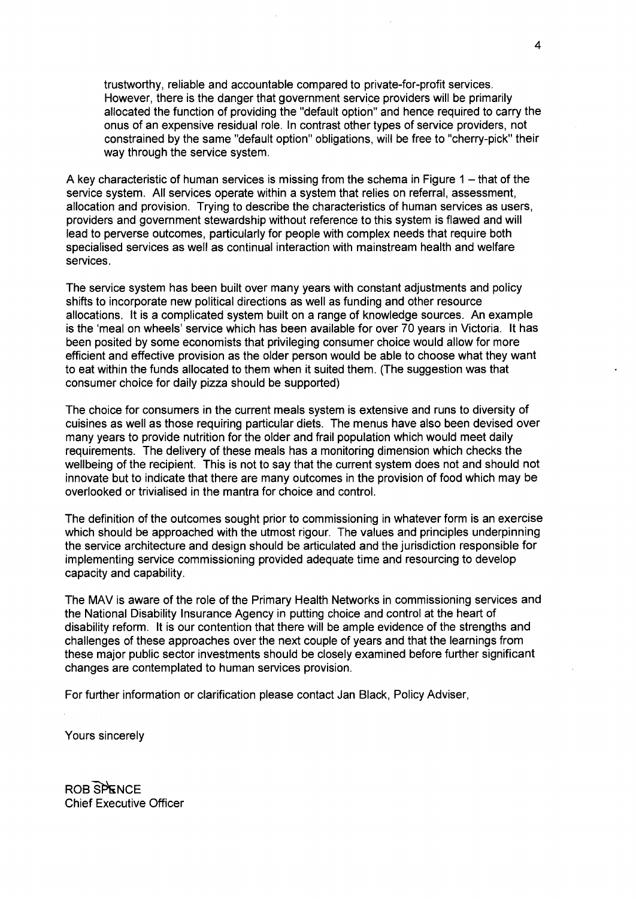trustworthy, reliable and accountable compared to private-for-profit services. However, there is the danger that government service providers will be primarily allocated the function of providing the "default option" and hence required to carry the onus of an expensive residual role. In contrast other types of service providers, not constrained by the same "default option" obligations, will be free to "cherry-pick" their way through the service system.

A key characteristic of human services is missing from the schema in Figure 1 – that of the service system. All services operate within a system that relies on referral, assessment, allocation and provision. Trying to describe the characteristics of human services as users, providers and government stewardship without reference to this system is flawed and will lead to perverse outcomes, particularly for people with complex needs that require both specialised services as well as continual interaction with mainstream health and welfare services.

The service system has been built over many years with constant adjustments and policy shifts to incorporate new political directions as well as funding and other resource allocations. It is a complicated system built on a range of knowledge sources. An example is the 'meal on wheels' service which has been available for over 70 years in Victoria. It has been posited by some economists that privileging consumer choice would allow for more efficient and effective provision as the older person would be able to choose what they want to eat within the funds allocated to them when it suited them. (The suggestion was that consumer choice for daily pizza should be supported)

The choice for consumers in the current meals system is extensive and runs to diversity of cuisines as well as those requiring particular diets. The menus have also been devised over many years to provide nutrition for the older and frail population which would meet daily requirements. The delivery of these meals has a monitoring dimension which checks the wellbeing of the recipient. This is not to say that the current system does not and should not innovate but to indicate that there are many outcomes in the provision of food which may be overlooked or trivialised in the mantra for choice and control.

The definition of the outcomes sought prior to commissioning in whatever form is an exercise which should be approached with the utmost rigour. The values and principles underpinning the service architecture and design should be articulated and the jurisdiction responsible for implementing service commissioning provided adequate time and resourcing to develop capacity and capability.

The MAV is aware of the role of the Primary Health Networks in commissioning services and the National Disability Insurance Agency in putting choice and control at the heart of disability reform. It is our contention that there will be ample evidence of the strengths and challenges of these approaches over the next couple of years and that the learnings from these major public sector investments should be closely examined before further significant changes are contemplated to human services provision.

For further information or clarification please contact Jan Black, Policy Adviser,

Yours sincerely

ROB SPENCE
Chief Executive Officer